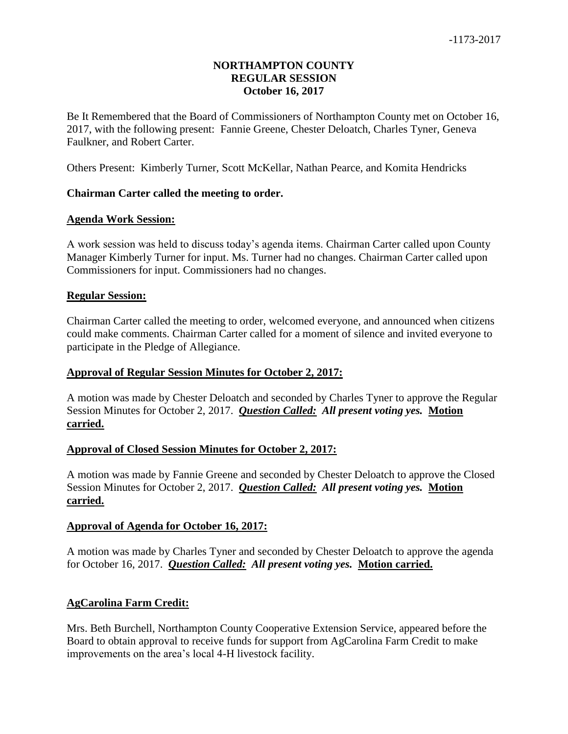**NORTHAMPTON COUNTY**
**REGULAR SESSION**
**October 16, 2017**

Be It Remembered that the Board of Commissioners of Northampton County met on October 16, 2017, with the following present: Fannie Greene, Chester Deloatch, Charles Tyner, Geneva Faulkner, and Robert Carter.

Others Present: Kimberly Turner, Scott McKellar, Nathan Pearce, and Komita Hendricks

**Chairman Carter called the meeting to order.**

**Agenda Work Session:**

A work session was held to discuss today's agenda items. Chairman Carter called upon County Manager Kimberly Turner for input. Ms. Turner had no changes. Chairman Carter called upon Commissioners for input. Commissioners had no changes.

**Regular Session:**

Chairman Carter called the meeting to order, welcomed everyone, and announced when citizens could make comments. Chairman Carter called for a moment of silence and invited everyone to participate in the Pledge of Allegiance.

**Approval of Regular Session Minutes for October 2, 2017:**

A motion was made by Chester Deloatch and seconded by Charles Tyner to approve the Regular Session Minutes for October 2, 2017. ***Question Called: All present voting yes.*** **Motion carried.**

**Approval of Closed Session Minutes for October 2, 2017:**

A motion was made by Fannie Greene and seconded by Chester Deloatch to approve the Closed Session Minutes for October 2, 2017. ***Question Called: All present voting yes.*** **Motion carried.**

**Approval of Agenda for October 16, 2017:**

A motion was made by Charles Tyner and seconded by Chester Deloatch to approve the agenda for October 16, 2017. ***Question Called: All present voting yes.*** **Motion carried.**

**AgCarolina Farm Credit:**

Mrs. Beth Burchell, Northampton County Cooperative Extension Service, appeared before the Board to obtain approval to receive funds for support from AgCarolina Farm Credit to make improvements on the area's local 4-H livestock facility.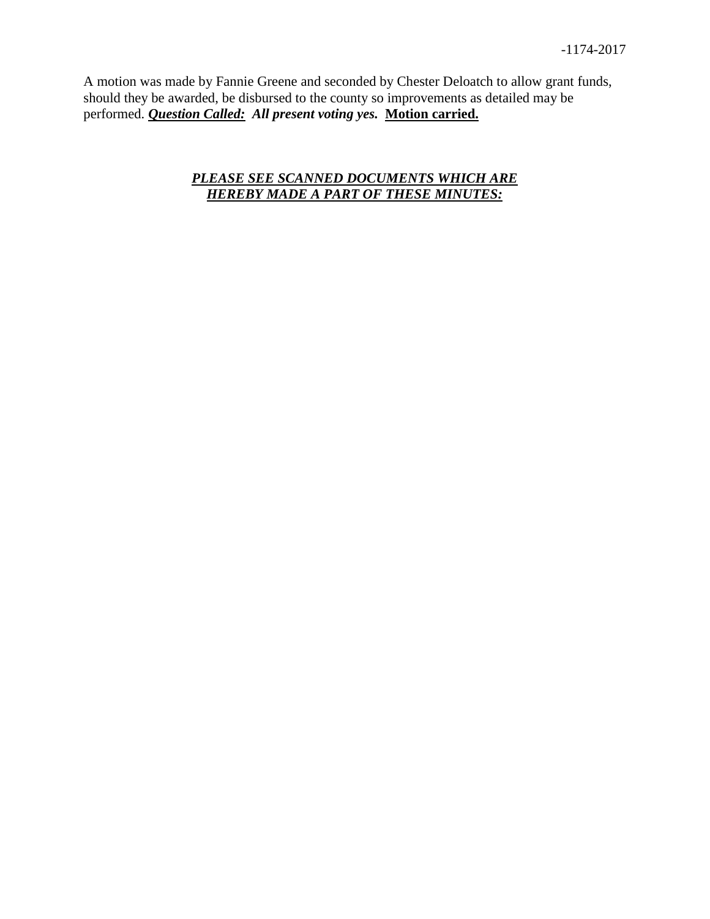A motion was made by Fannie Greene and seconded by Chester Deloatch to allow grant funds, should they be awarded, be disbursed to the county so improvements as detailed may be performed. ***Question Called:*** ***All present voting yes.*** **Motion carried.**

***PLEASE SEE SCANNED DOCUMENTS WHICH ARE HEREBY MADE A PART OF THESE MINUTES:***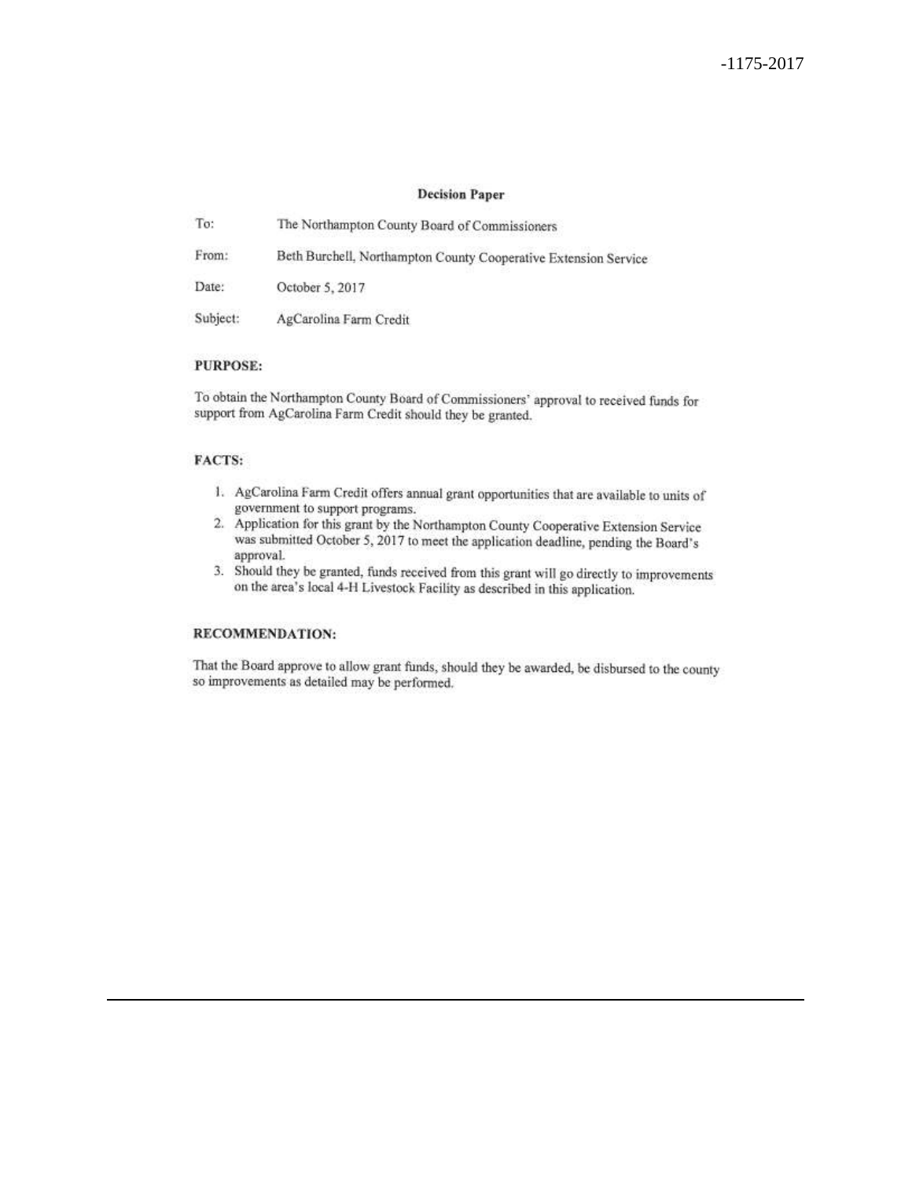-1175-2017

**Decision Paper**

To: The Northampton County Board of Commissioners

From: Beth Burchell, Northampton County Cooperative Extension Service

Date: October 5, 2017

Subject: AgCarolina Farm Credit

**PURPOSE:**

To obtain the Northampton County Board of Commissioners' approval to received funds for support from AgCarolina Farm Credit should they be granted.

**FACTS:**

1. AgCarolina Farm Credit offers annual grant opportunities that are available to units of government to support programs.
2. Application for this grant by the Northampton County Cooperative Extension Service was submitted October 5, 2017 to meet the application deadline, pending the Board's approval.
3. Should they be granted, funds received from this grant will go directly to improvements on the area's local 4-H Livestock Facility as described in this application.

**RECOMMENDATION:**

That the Board approve to allow grant funds, should they be awarded, be disbursed to the county so improvements as detailed may be performed.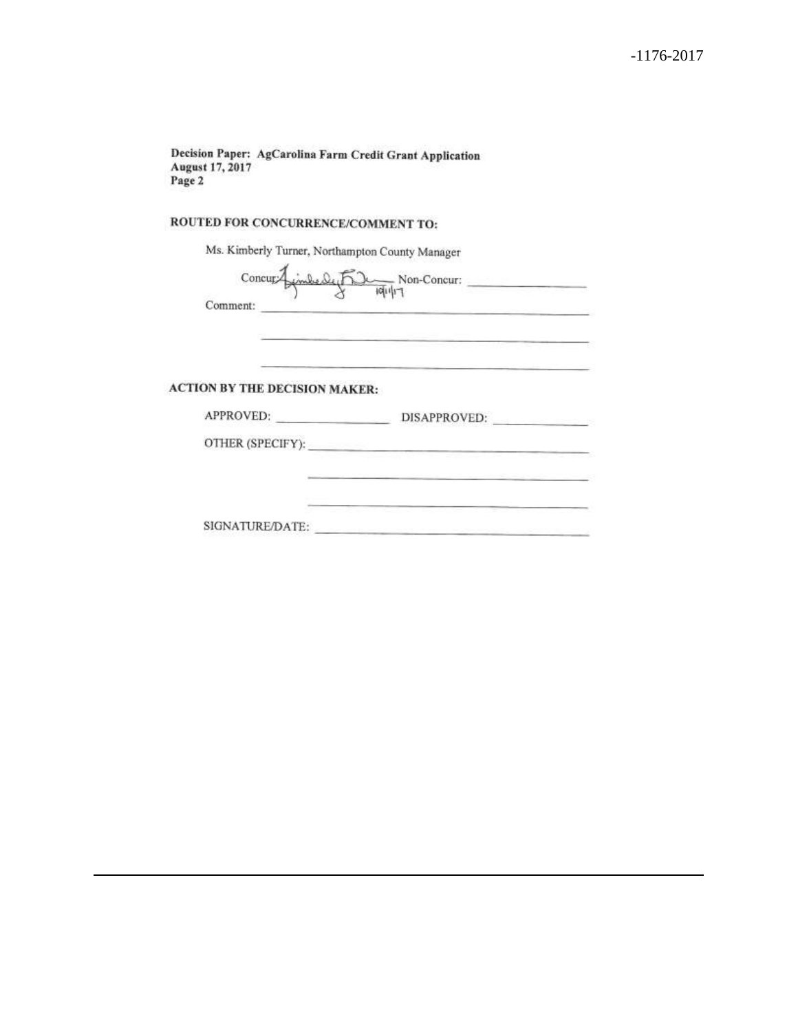Decision Paper: AgCarolina Farm Credit Grant Application
August 17, 2017
Page 2

**ROUTED FOR CONCURRENCE/COMMENT TO:**

Ms. Kimberly Turner, Northampton County Manager

Concur: Kimberly S. Turner 10/11/17 Non-Concur: ______________

Comment: ____________________________________________

____________________________________________

____________________________________________

**ACTION BY THE DECISION MAKER:**

APPROVED: ______________ DISAPPROVED: ______________

OTHER (SPECIFY): ____________________________________

____________________________________

____________________________________

SIGNATURE/DATE: ____________________________________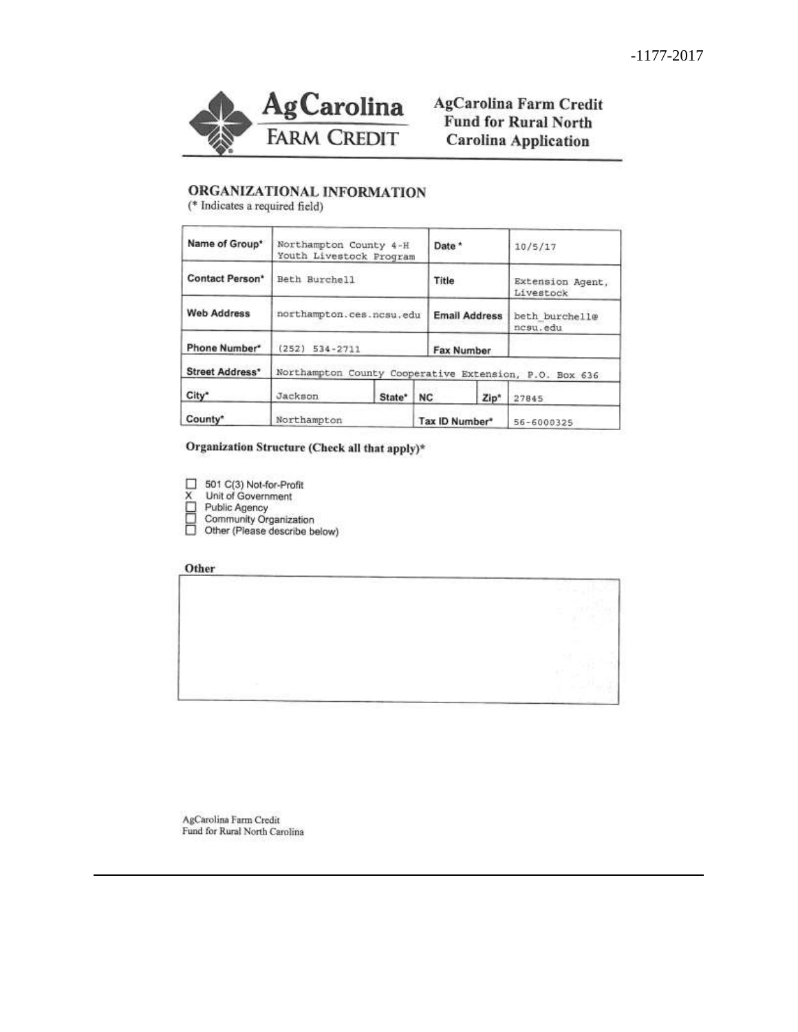-1177-2017

**AgCarolina FARM CREDIT**

**AgCarolina Farm Credit Fund for Rural North Carolina Application**

## ORGANIZATIONAL INFORMATION

(* Indicates a required field)

| Name of Group* | Northampton County 4-H Youth Livestock Program | | Date * | | 10/5/17 |
|---|---|---|---|---|---|
| Contact Person* | Beth Burchell | | Title | | Extension Agent, Livestock |
| Web Address | northampton.ces.ncsu.edu | | Email Address | | beth_burchell@ncsu.edu |
| Phone Number* | (252) 534-2711 | | Fax Number | | |
| Street Address* | Northampton County Cooperative Extension, P.O. Box 636 | | | | |
| City* | Jackson | State* | NC | Zip* | 27845 |
| County* | Northampton | | Tax ID Number* | | 56-6000325 |

**Organization Structure (Check all that apply)***

- ☐ 501 C(3) Not-for-Profit
- X Unit of Government
- ☐ Public Agency
- ☐ Community Organization
- ☐ Other (Please describe below)

**Other**

| |
|---|
| |

AgCarolina Farm Credit
Fund for Rural North Carolina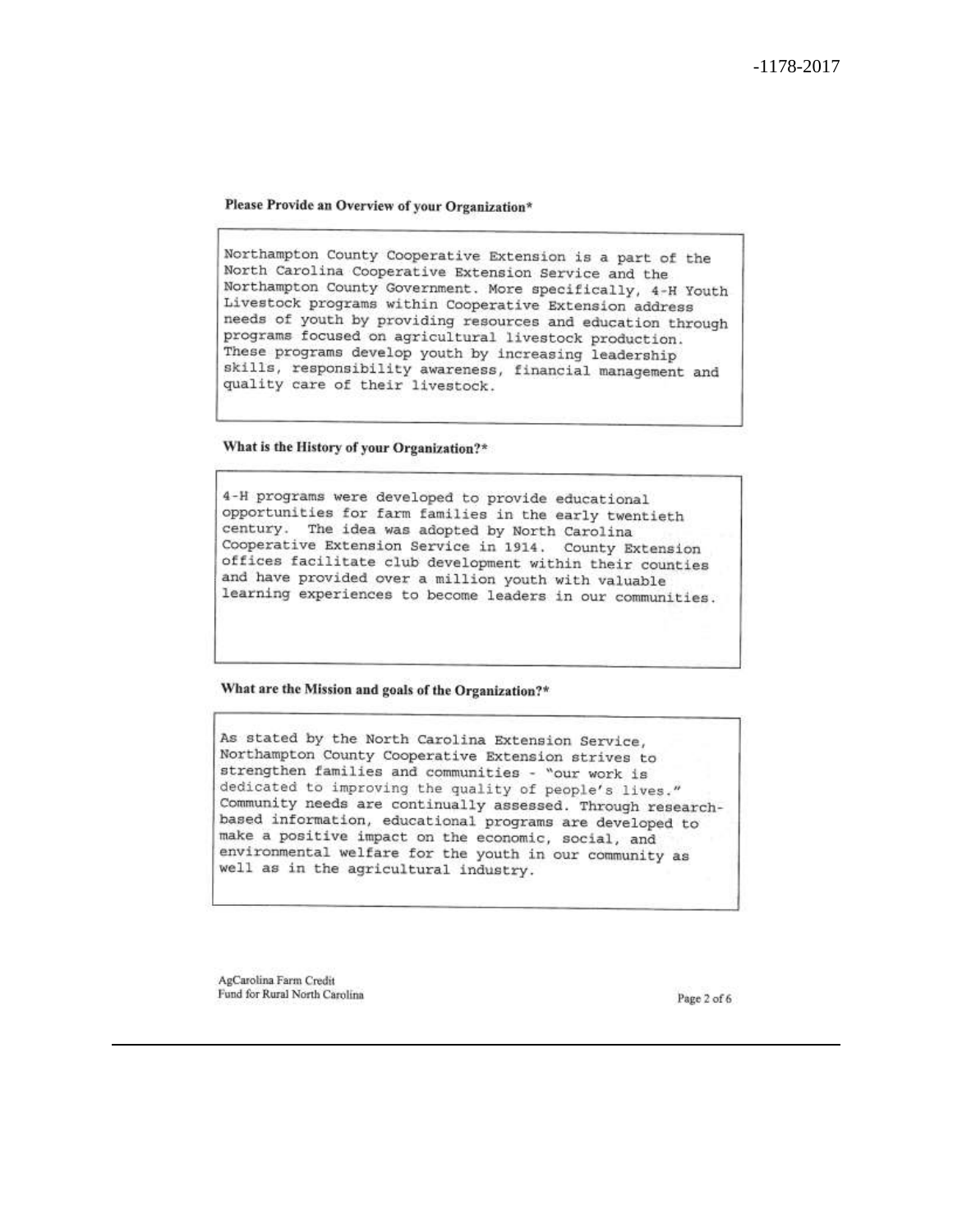**Please Provide an Overview of your Organization***

Northampton County Cooperative Extension is a part of the North Carolina Cooperative Extension Service and the Northampton County Government. More specifically, 4-H Youth Livestock programs within Cooperative Extension address needs of youth by providing resources and education through programs focused on agricultural livestock production. These programs develop youth by increasing leadership skills, responsibility awareness, financial management and quality care of their livestock.

**What is the History of your Organization?***

4-H programs were developed to provide educational opportunities for farm families in the early twentieth century. The idea was adopted by North Carolina Cooperative Extension Service in 1914. County Extension offices facilitate club development within their counties and have provided over a million youth with valuable learning experiences to become leaders in our communities.

**What are the Mission and goals of the Organization?***

As stated by the North Carolina Extension Service, Northampton County Cooperative Extension strives to strengthen families and communities - "our work is dedicated to improving the quality of people's lives." Community needs are continually assessed. Through research-based information, educational programs are developed to make a positive impact on the economic, social, and environmental welfare for the youth in our community as well as in the agricultural industry.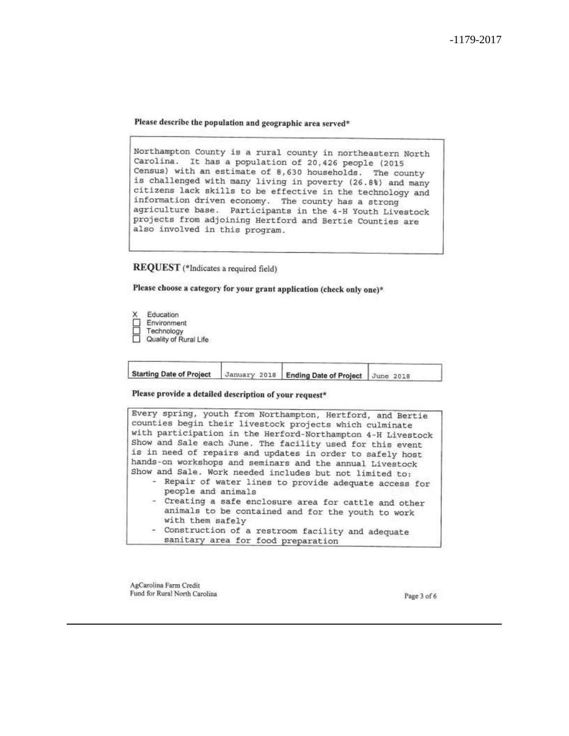**Please describe the population and geographic area served***

Northampton County is a rural county in northeastern North Carolina. It has a population of 20,426 people (2015 Census) with an estimate of 8,630 households. The county is challenged with many living in poverty (26.8%) and many citizens lack skills to be effective in the technology and information driven economy. The county has a strong agriculture base. Participants in the 4-H Youth Livestock projects from adjoining Hertford and Bertie Counties are also involved in this program.

## REQUEST (*Indicates a required field)

**Please choose a category for your grant application (check only one)***

- X Education
- ☐ Environment
- ☐ Technology
- ☐ Quality of Rural Life

| Starting Date of Project | January 2018 | Ending Date of Project | June 2018 |
| --- | --- | --- | --- |

**Please provide a detailed description of your request***

Every spring, youth from Northampton, Hertford, and Bertie counties begin their livestock projects which culminate with participation in the Herford-Northampton 4-H Livestock Show and Sale each June. The facility used for this event is in need of repairs and updates in order to safely host hands-on workshops and seminars and the annual Livestock Show and Sale. Work needed includes but not limited to:

- Repair of water lines to provide adequate access for people and animals
- Creating a safe enclosure area for cattle and other animals to be contained and for the youth to work with them safely
- Construction of a restroom facility and adequate sanitary area for food preparation

AgCarolina Farm Credit
Fund for Rural North Carolina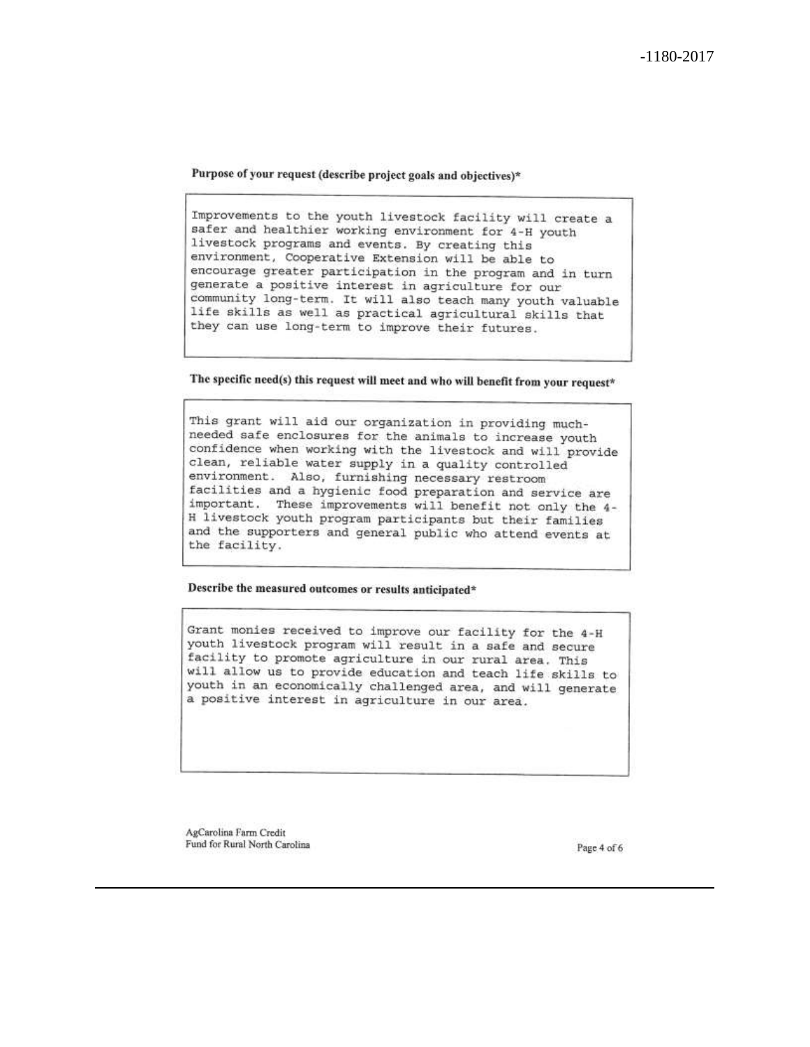**Purpose of your request (describe project goals and objectives)***

Improvements to the youth livestock facility will create a safer and healthier working environment for 4-H youth livestock programs and events. By creating this environment, Cooperative Extension will be able to encourage greater participation in the program and in turn generate a positive interest in agriculture for our community long-term. It will also teach many youth valuable life skills as well as practical agricultural skills that they can use long-term to improve their futures.

**The specific need(s) this request will meet and who will benefit from your request***

This grant will aid our organization in providing much-needed safe enclosures for the animals to increase youth confidence when working with the livestock and will provide clean, reliable water supply in a quality controlled environment. Also, furnishing necessary restroom facilities and a hygienic food preparation and service are important. These improvements will benefit not only the 4-H livestock youth program participants but their families and the supporters and general public who attend events at the facility.

**Describe the measured outcomes or results anticipated***

Grant monies received to improve our facility for the 4-H youth livestock program will result in a safe and secure facility to promote agriculture in our rural area. This will allow us to provide education and teach life skills to youth in an economically challenged area, and will generate a positive interest in agriculture in our area.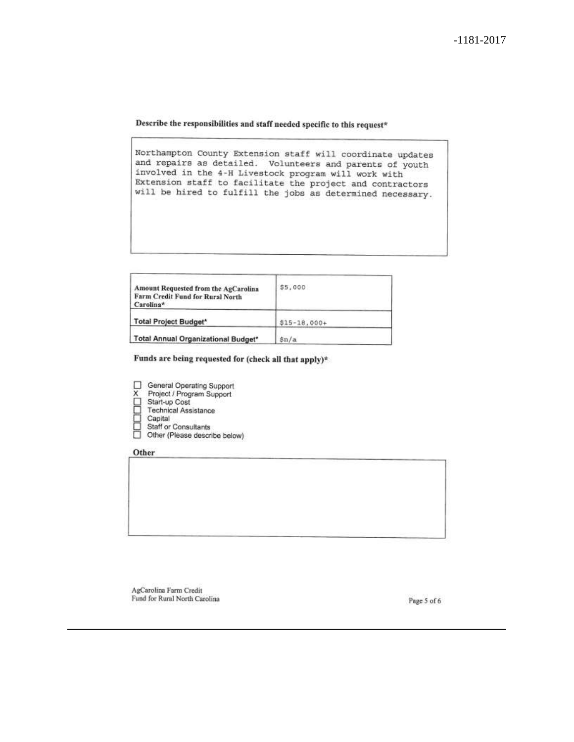**Describe the responsibilities and staff needed specific to this request***

Northampton County Extension staff will coordinate updates and repairs as detailed. Volunteers and parents of youth involved in the 4-H Livestock program will work with Extension staff to facilitate the project and contractors will be hired to fulfill the jobs as determined necessary.

| | |
|---|---|
| **Amount Requested from the AgCarolina Farm Credit Fund for Rural North Carolina*** | $5,000 |
| **Total Project Budget*** | $15-18,000+ |
| **Total Annual Organizational Budget*** | $n/a |

**Funds are being requested for (check all that apply)***

- ☐ General Operating Support
- X Project / Program Support
- ☐ Start-up Cost
- ☐ Technical Assistance
- ☐ Capital
- ☐ Staff or Consultants
- ☐ Other (Please describe below)

**Other**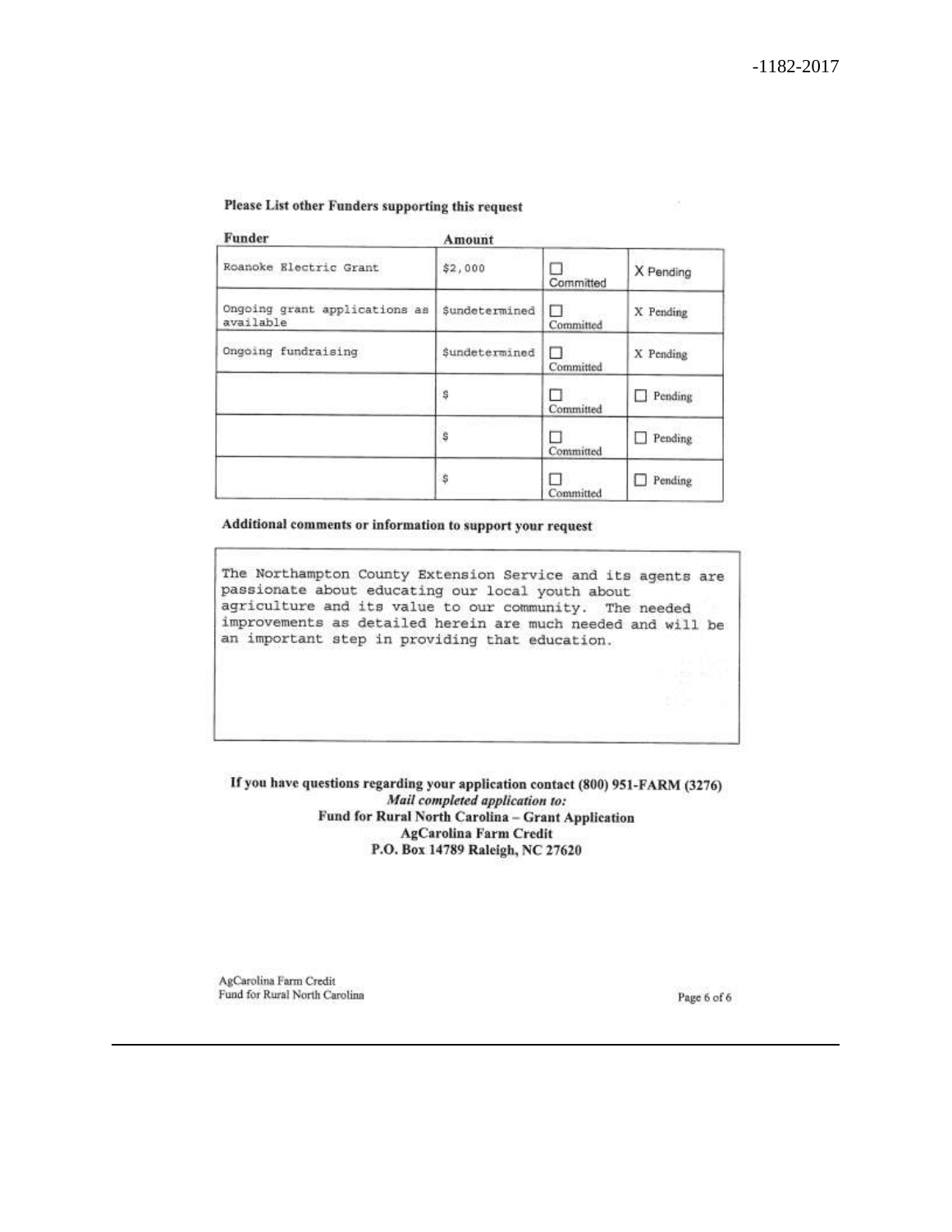**Please List other Funders supporting this request**

| Funder | Amount | | |
|---|---|---|---|
| Roanoke Electric Grant | $2,000 | ☐ Committed | X Pending |
| Ongoing grant applications as available | $undetermined | ☐ Committed | X Pending |
| Ongoing fundraising | $undetermined | ☐ Committed | X Pending |
| | $ | ☐ Committed | ☐ Pending |
| | $ | ☐ Committed | ☐ Pending |
| | $ | ☐ Committed | ☐ Pending |

**Additional comments or information to support your request**

The Northampton County Extension Service and its agents are passionate about educating our local youth about agriculture and its value to our community. The needed improvements as detailed herein are much needed and will be an important step in providing that education.

**If you have questions regarding your application contact (800) 951-FARM (3276)**

***Mail completed application to:***

**Fund for Rural North Carolina – Grant Application**

**AgCarolina Farm Credit**

**P.O. Box 14789 Raleigh, NC 27620**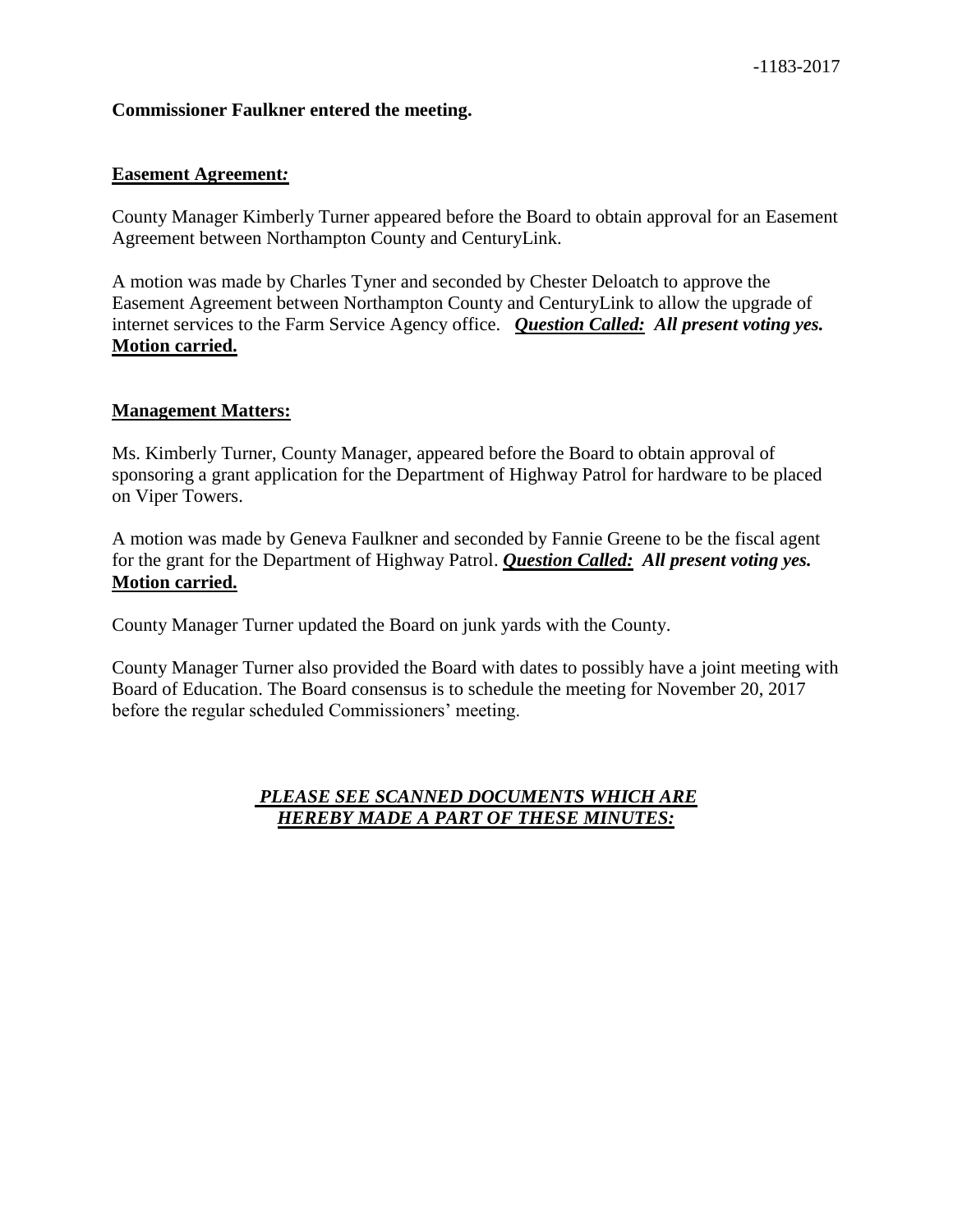**Commissioner Faulkner entered the meeting.**

**Easement Agreement*:***

County Manager Kimberly Turner appeared before the Board to obtain approval for an Easement Agreement between Northampton County and CenturyLink.

A motion was made by Charles Tyner and seconded by Chester Deloatch to approve the Easement Agreement between Northampton County and CenturyLink to allow the upgrade of internet services to the Farm Service Agency office. ***Question Called:* All present voting yes.** **Motion carried.**

**Management Matters:**

Ms. Kimberly Turner, County Manager, appeared before the Board to obtain approval of sponsoring a grant application for the Department of Highway Patrol for hardware to be placed on Viper Towers.

A motion was made by Geneva Faulkner and seconded by Fannie Greene to be the fiscal agent for the grant for the Department of Highway Patrol. ***Question Called:* All present voting yes.** **Motion carried.**

County Manager Turner updated the Board on junk yards with the County.

County Manager Turner also provided the Board with dates to possibly have a joint meeting with Board of Education. The Board consensus is to schedule the meeting for November 20, 2017 before the regular scheduled Commissioners' meeting.

***PLEASE SEE SCANNED DOCUMENTS WHICH ARE HEREBY MADE A PART OF THESE MINUTES:***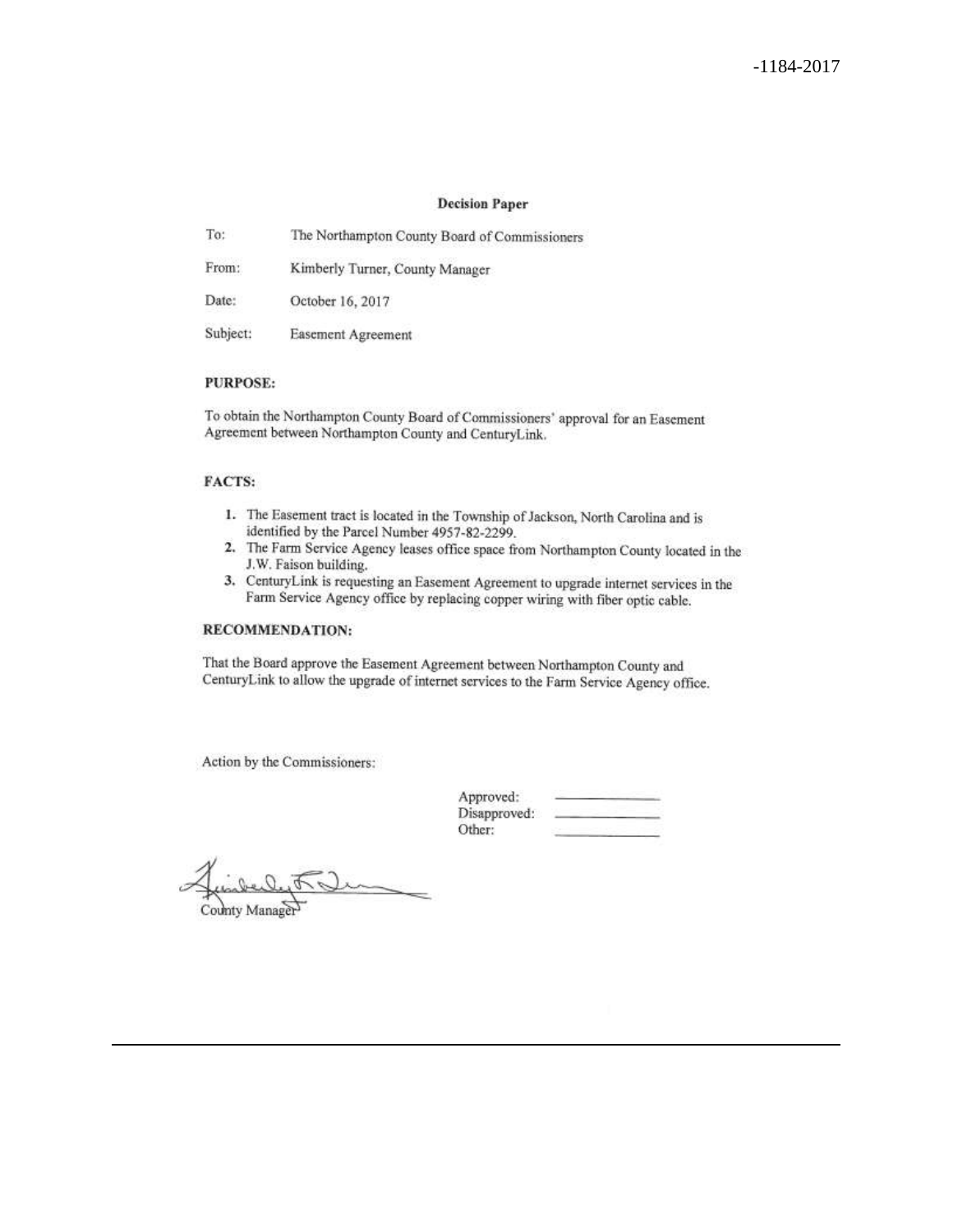-1184-2017

## Decision Paper

To: The Northampton County Board of Commissioners

From: Kimberly Turner, County Manager

Date: October 16, 2017

Subject: Easement Agreement

**PURPOSE:**

To obtain the Northampton County Board of Commissioners' approval for an Easement Agreement between Northampton County and CenturyLink.

**FACTS:**

1. The Easement tract is located in the Township of Jackson, North Carolina and is identified by the Parcel Number 4957-82-2299.
2. The Farm Service Agency leases office space from Northampton County located in the J.W. Faison building.
3. CenturyLink is requesting an Easement Agreement to upgrade internet services in the Farm Service Agency office by replacing copper wiring with fiber optic cable.

**RECOMMENDATION:**

That the Board approve the Easement Agreement between Northampton County and CenturyLink to allow the upgrade of internet services to the Farm Service Agency office.

Action by the Commissioners:

Approved: \_\_\_\_\_\_\_\_\_\_\_\_
Disapproved: \_\_\_\_\_\_\_\_\_\_\_\_
Other: \_\_\_\_\_\_\_\_\_\_\_\_

County Manager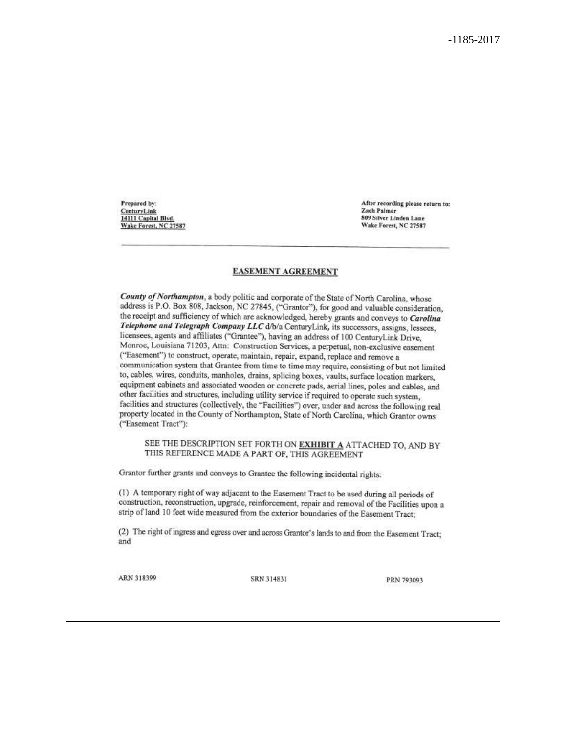-1185-2017

Prepared by:
CenturyLink
14111 Capital Blvd.
Wake Forest, NC 27587

After recording please return to:
Zach Palmer
809 Silver Linden Lane
Wake Forest, NC 27587

## EASEMENT AGREEMENT

***County of Northampton***, a body politic and corporate of the State of North Carolina, whose address is P.O. Box 808, Jackson, NC 27845, ("Grantor"), for good and valuable consideration, the receipt and sufficiency of which are acknowledged, hereby grants and conveys to ***Carolina Telephone and Telegraph Company LLC*** d/b/a CenturyLink, its successors, assigns, lessees, licensees, agents and affiliates ("Grantee"), having an address of 100 CenturyLink Drive, Monroe, Louisiana 71203, Attn: Construction Services, a perpetual, non-exclusive easement ("Easement") to construct, operate, maintain, repair, expand, replace and remove a communication system that Grantee from time to time may require, consisting of but not limited to, cables, wires, conduits, manholes, drains, splicing boxes, vaults, surface location markers, equipment cabinets and associated wooden or concrete pads, aerial lines, poles and cables, and other facilities and structures, including utility service if required to operate such system, facilities and structures (collectively, the "Facilities") over, under and across the following real property located in the County of Northampton, State of North Carolina, which Grantor owns ("Easement Tract"):

SEE THE DESCRIPTION SET FORTH ON **EXHIBIT A** ATTACHED TO, AND BY THIS REFERENCE MADE A PART OF, THIS AGREEMENT

Grantor further grants and conveys to Grantee the following incidental rights:

(1) A temporary right of way adjacent to the Easement Tract to be used during all periods of construction, reconstruction, upgrade, reinforcement, repair and removal of the Facilities upon a strip of land 10 feet wide measured from the exterior boundaries of the Easement Tract;

(2) The right of ingress and egress over and across Grantor's lands to and from the Easement Tract; and

ARN 318399 SRN 314831 PRN 793093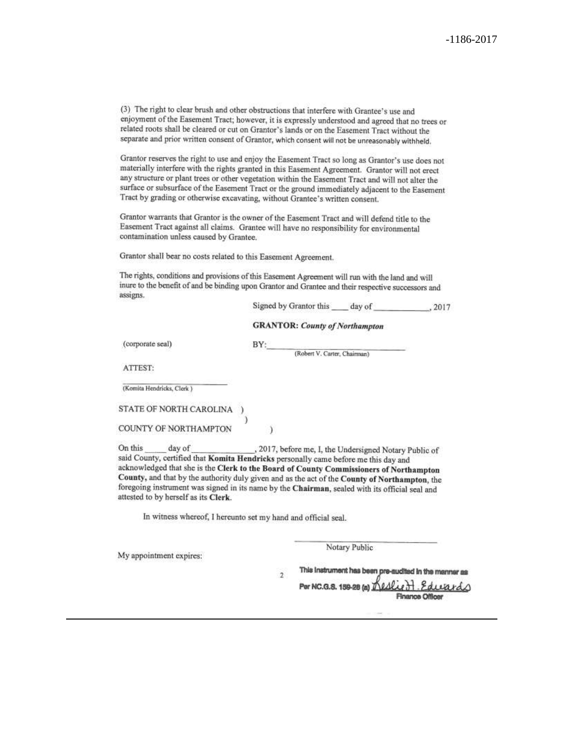(3) The right to clear brush and other obstructions that interfere with Grantee's use and enjoyment of the Easement Tract; however, it is expressly understood and agreed that no trees or related roots shall be cleared or cut on Grantor's lands or on the Easement Tract without the separate and prior written consent of Grantor, which consent will not be unreasonably withheld.

Grantor reserves the right to use and enjoy the Easement Tract so long as Grantor's use does not materially interfere with the rights granted in this Easement Agreement. Grantor will not erect any structure or plant trees or other vegetation within the Easement Tract and will not alter the surface or subsurface of the Easement Tract or the ground immediately adjacent to the Easement Tract by grading or otherwise excavating, without Grantee's written consent.

Grantor warrants that Grantor is the owner of the Easement Tract and will defend title to the Easement Tract against all claims. Grantee will have no responsibility for environmental contamination unless caused by Grantee.

Grantor shall bear no costs related to this Easement Agreement.

The rights, conditions and provisions of this Easement Agreement will run with the land and will inure to the benefit of and be binding upon Grantor and Grantee and their respective successors and assigns.

Signed by Grantor this ____ day of ____________, 2017

**GRANTOR:** ***County of Northampton***

(corporate seal)

BY:______________________________
(Robert V. Carter, Chairman)

ATTEST:

______________________________
(Komita Hendricks, Clerk )

STATE OF NORTH CAROLINA )
)
COUNTY OF NORTHAMPTON )

On this _____ day of ______________, 2017, before me, I, the Undersigned Notary Public of said County, certified that **Komita Hendricks** personally came before me this day and acknowledged that she is the **Clerk to the Board of County Commissioners of Northampton County,** and that by the authority duly given and as the act of the **County of Northampton**, the foregoing instrument was signed in its name by the **Chairman**, sealed with its official seal and attested to by herself as its **Clerk**.

In witness whereof, I hereunto set my hand and official seal.

______________________________
Notary Public

My appointment expires:

This instrument has been pre-audited in the manner as Per NC.G.S. 159-28 (a) Leslie H. Edwards
Finance Officer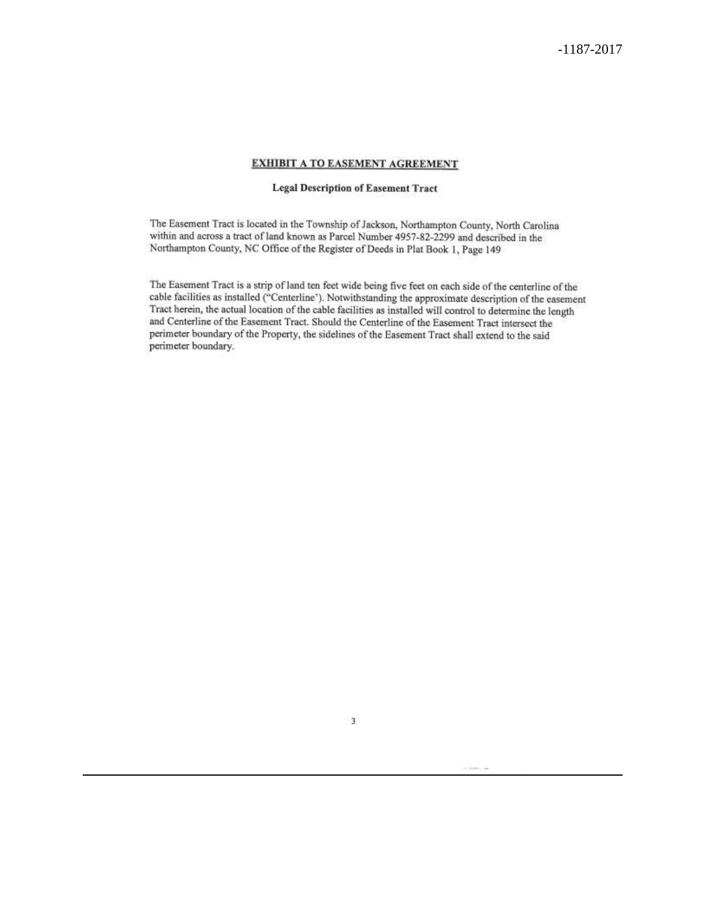**EXHIBIT A TO EASEMENT AGREEMENT**

**Legal Description of Easement Tract**

The Easement Tract is located in the Township of Jackson, Northampton County, North Carolina within and across a tract of land known as Parcel Number 4957-82-2299 and described in the Northampton County, NC Office of the Register of Deeds in Plat Book 1, Page 149

The Easement Tract is a strip of land ten feet wide being five feet on each side of the centerline of the cable facilities as installed ("Centerline'). Notwithstanding the approximate description of the easement Tract herein, the actual location of the cable facilities as installed will control to determine the length and Centerline of the Easement Tract. Should the Centerline of the Easement Tract intersect the perimeter boundary of the Property, the sidelines of the Easement Tract shall extend to the said perimeter boundary.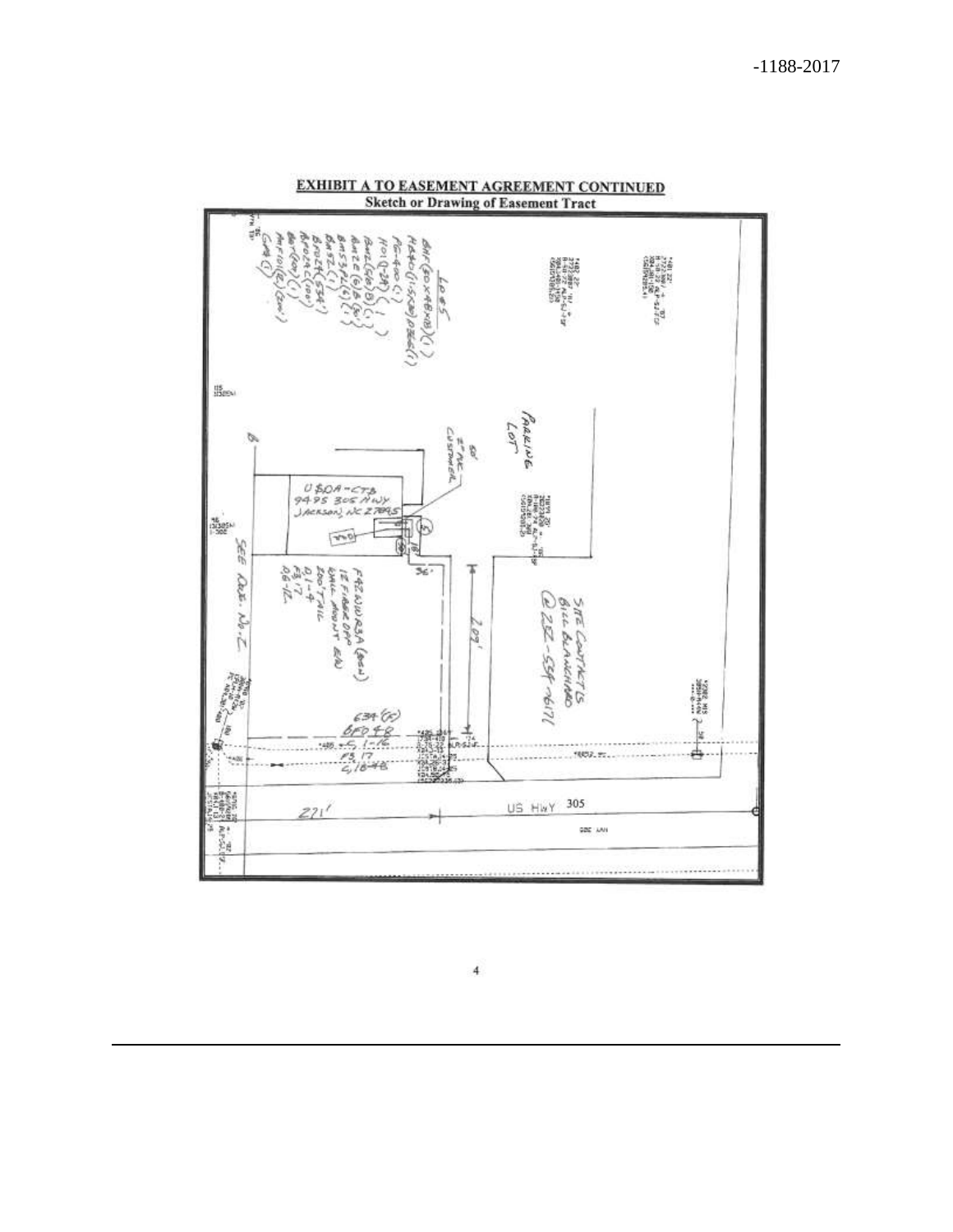**EXHIBIT A TO EASEMENT AGREEMENT CONTINUED**
**Sketch or Drawing of Easement Tract**

PARKING LOT

USDA-CTB
9495 305 HWY
JACKSON, NC 27845

SITE CONTACTS
BILL BLANCHARD
@ 252-534-7617

SEE DWG. NO. 2

US HWY 305

221'

209'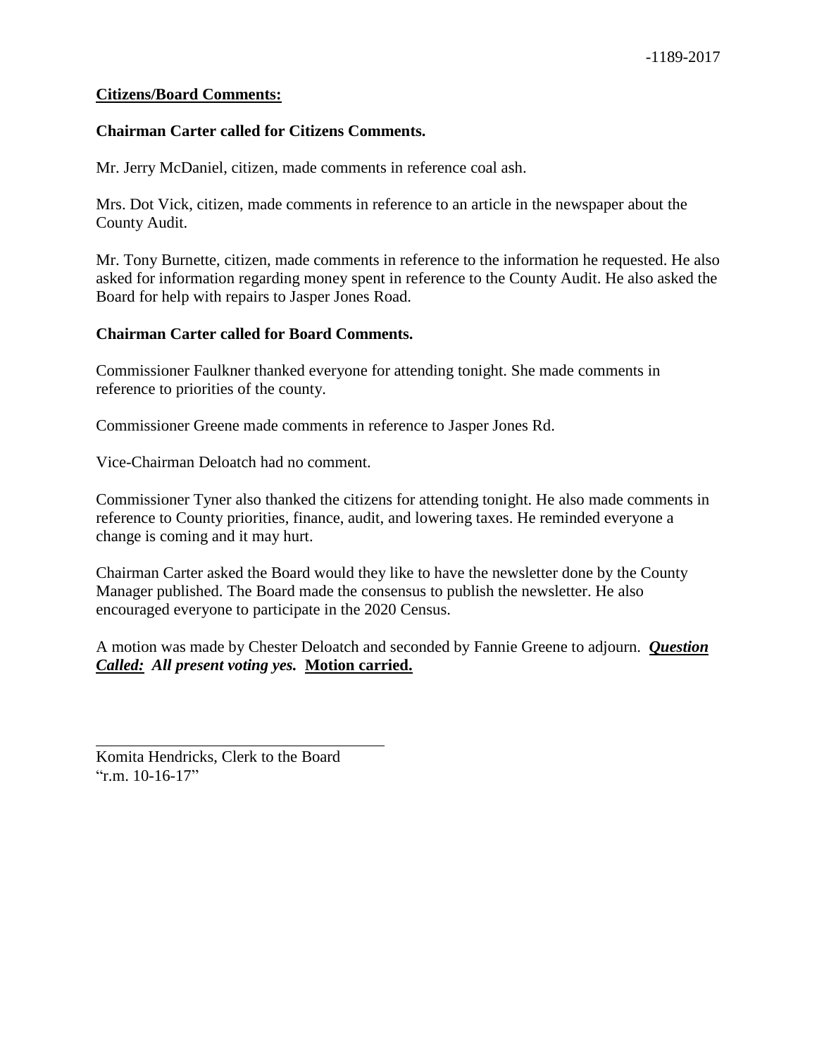**Citizens/Board Comments:**

**Chairman Carter called for Citizens Comments.**

Mr. Jerry McDaniel, citizen, made comments in reference coal ash.

Mrs. Dot Vick, citizen, made comments in reference to an article in the newspaper about the County Audit.

Mr. Tony Burnette, citizen, made comments in reference to the information he requested. He also asked for information regarding money spent in reference to the County Audit. He also asked the Board for help with repairs to Jasper Jones Road.

**Chairman Carter called for Board Comments.**

Commissioner Faulkner thanked everyone for attending tonight. She made comments in reference to priorities of the county.

Commissioner Greene made comments in reference to Jasper Jones Rd.

Vice-Chairman Deloatch had no comment.

Commissioner Tyner also thanked the citizens for attending tonight. He also made comments in reference to County priorities, finance, audit, and lowering taxes. He reminded everyone a change is coming and it may hurt.

Chairman Carter asked the Board would they like to have the newsletter done by the County Manager published. The Board made the consensus to publish the newsletter. He also encouraged everyone to participate in the 2020 Census.

A motion was made by Chester Deloatch and seconded by Fannie Greene to adjourn. ***Question Called:*** ***All present voting yes.*** **Motion carried.**

\_\_\_\_\_\_\_\_\_\_\_\_\_\_\_\_\_\_\_\_\_\_\_\_\_\_\_\_\_\_\_\_\_\_\_\_

Komita Hendricks, Clerk to the Board

"r.m. 10-16-17"